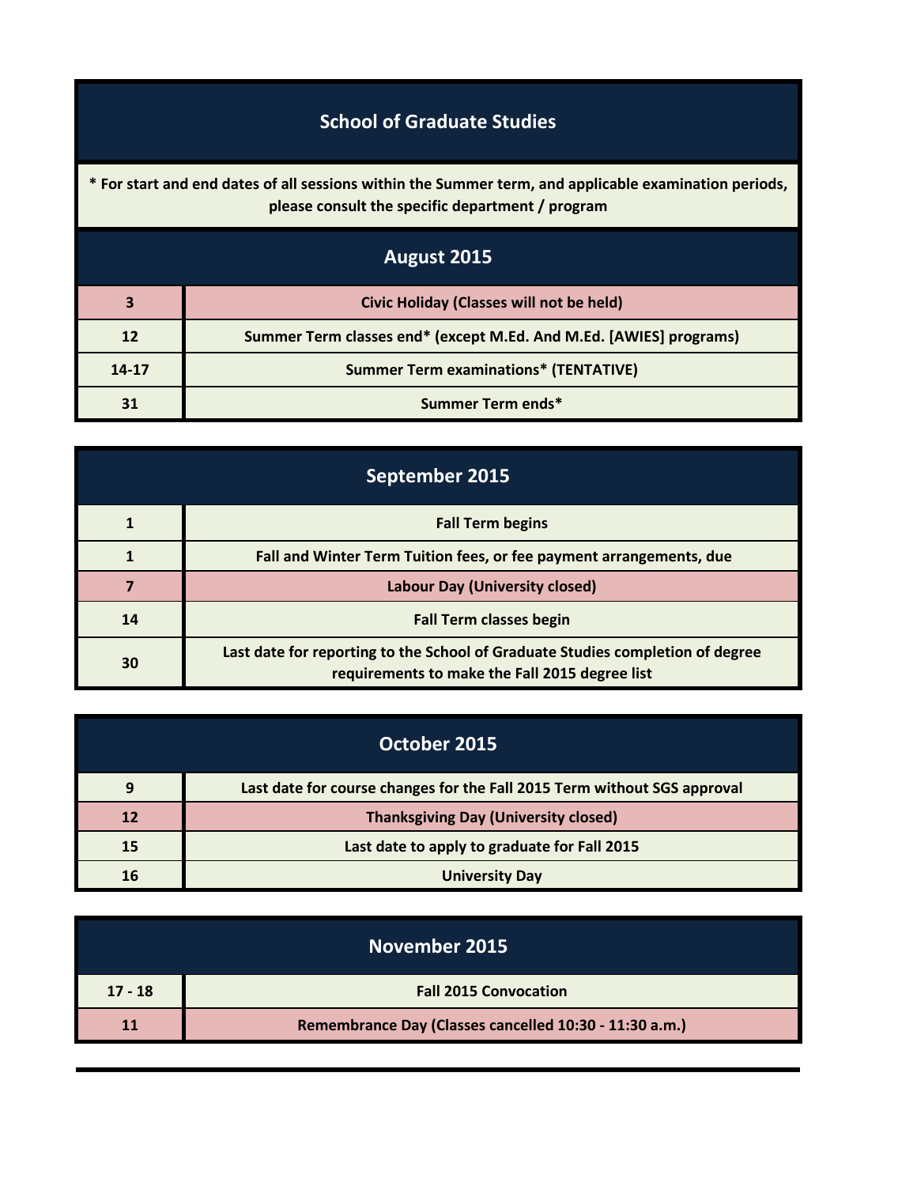# School of Graduate Studies

**\* For start and end dates of all sessions within the Summer term, and applicable examination periods, please consult the specific department / program**

## August 2015

| | |
|---|---|
| 3 | Civic Holiday (Classes will not be held) |
| 12 | Summer Term classes end* (except M.Ed. And M.Ed. [AWIES] programs) |
| 14-17 | Summer Term examinations* (TENTATIVE) |
| 31 | Summer Term ends* |

## September 2015

| | |
|---|---|
| 1 | Fall Term begins |
| 1 | Fall and Winter Term Tuition fees, or fee payment arrangements, due |
| 7 | Labour Day (University closed) |
| 14 | Fall Term classes begin |
| 30 | Last date for reporting to the School of Graduate Studies completion of degree requirements to make the Fall 2015 degree list |

## October 2015

| | |
|---|---|
| 9 | Last date for course changes for the Fall 2015 Term without SGS approval |
| 12 | Thanksgiving Day (University closed) |
| 15 | Last date to apply to graduate for Fall 2015 |
| 16 | University Day |

## November 2015

| | |
|---|---|
| 17 - 18 | Fall 2015 Convocation |
| 11 | Remembrance Day (Classes cancelled 10:30 - 11:30 a.m.) |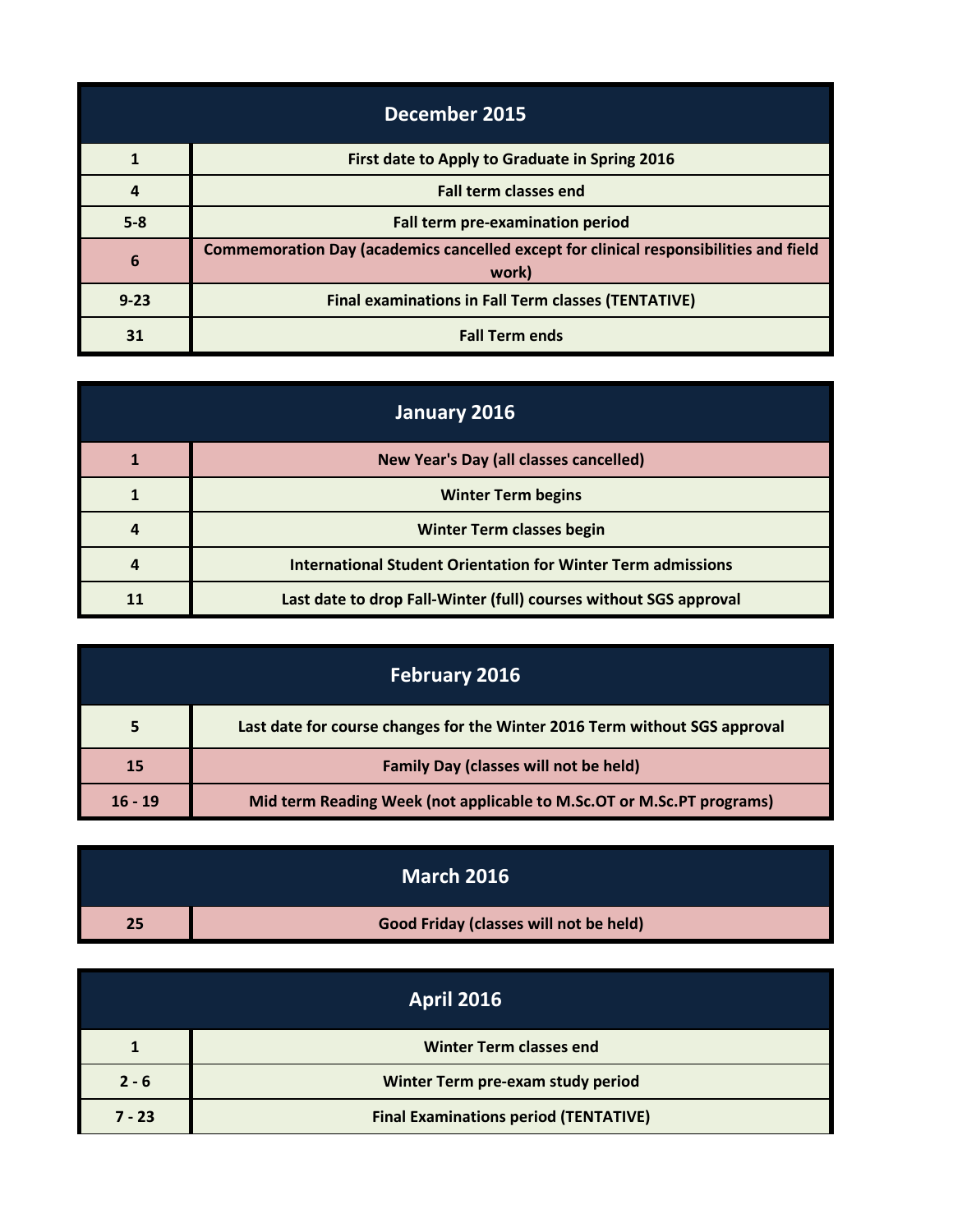| December 2015 | |
|---|---|
| 1 | First date to Apply to Graduate in Spring 2016 |
| 4 | Fall term classes end |
| 5-8 | Fall term pre-examination period |
| 6 | Commemoration Day (academics cancelled except for clinical responsibilities and field work) |
| 9-23 | Final examinations in Fall Term classes (TENTATIVE) |
| 31 | Fall Term ends |

| January 2016 | |
|---|---|
| 1 | New Year's Day (all classes cancelled) |
| 1 | Winter Term begins |
| 4 | Winter Term classes begin |
| 4 | International Student Orientation for Winter Term admissions |
| 11 | Last date to drop Fall-Winter (full) courses without SGS approval |

| February 2016 | |
|---|---|
| 5 | Last date for course changes for the Winter 2016 Term without SGS approval |
| 15 | Family Day (classes will not be held) |
| 16 - 19 | Mid term Reading Week (not applicable to M.Sc.OT or M.Sc.PT programs) |

| March 2016 | |
|---|---|
| 25 | Good Friday (classes will not be held) |

| April 2016 | |
|---|---|
| 1 | Winter Term classes end |
| 2 - 6 | Winter Term pre-exam study period |
| 7 - 23 | Final Examinations period (TENTATIVE) |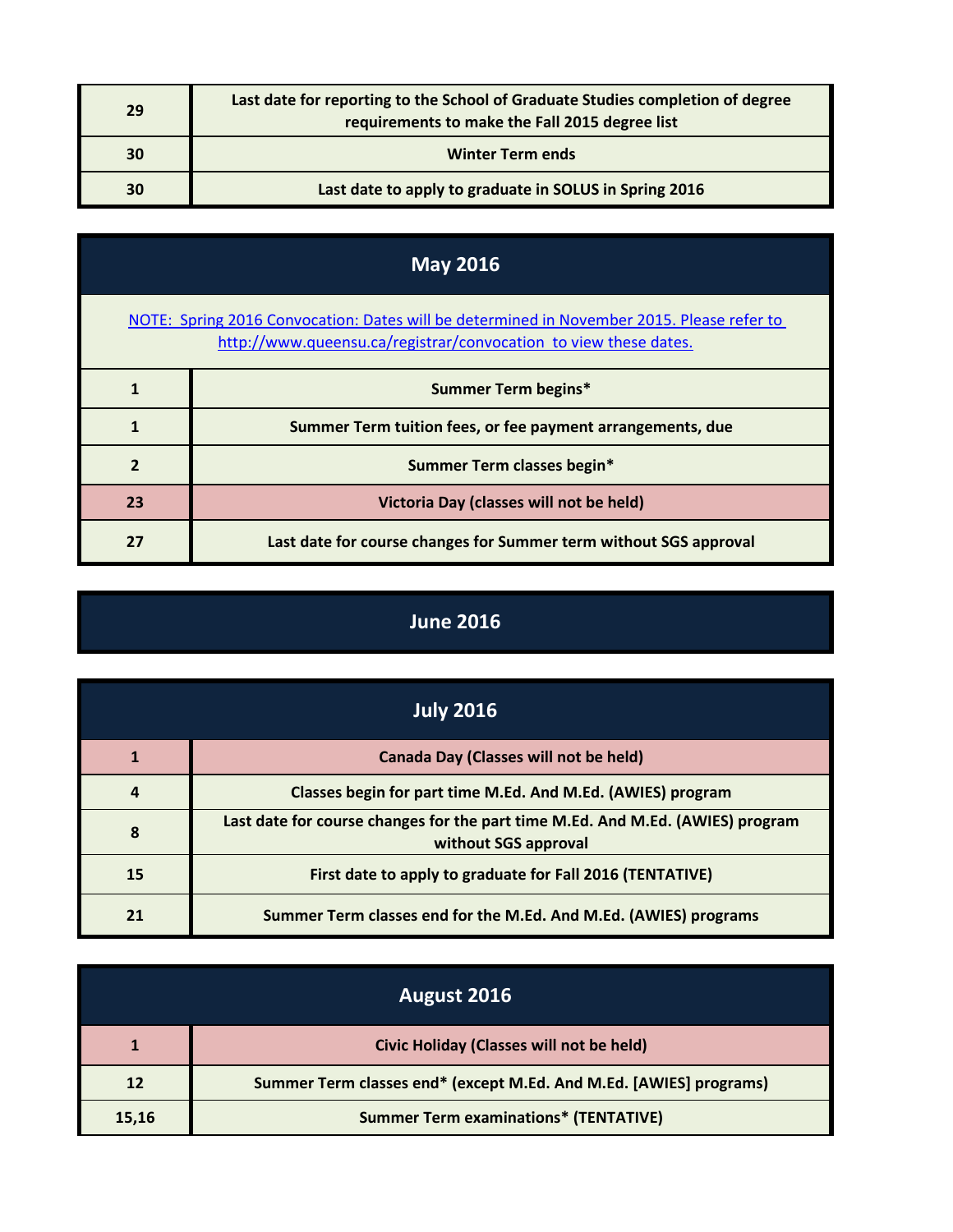| | |
|---|---|
| **29** | **Last date for reporting to the School of Graduate Studies completion of degree requirements to make the Fall 2015 degree list** |
| **30** | **Winter Term ends** |
| **30** | **Last date to apply to graduate in SOLUS in Spring 2016** |

## May 2016

[NOTE: Spring 2016 Convocation: Dates will be determined in November 2015. Please refer to http://www.queensu.ca/registrar/convocation to view these dates.](http://www.queensu.ca/registrar/convocation)

| | |
|---|---|
| **1** | **Summer Term begins*** |
| **1** | **Summer Term tuition fees, or fee payment arrangements, due** |
| **2** | **Summer Term classes begin*** |
| **23** | **Victoria Day (classes will not be held)** |
| **27** | **Last date for course changes for Summer term without SGS approval** |

## June 2016

## July 2016

| | |
|---|---|
| **1** | **Canada Day (Classes will not be held)** |
| **4** | **Classes begin for part time M.Ed. And M.Ed. (AWIES) program** |
| **8** | **Last date for course changes for the part time M.Ed. And M.Ed. (AWIES) program without SGS approval** |
| **15** | **First date to apply to graduate for Fall 2016 (TENTATIVE)** |
| **21** | **Summer Term classes end for the M.Ed. And M.Ed. (AWIES) programs** |

## August 2016

| | |
|---|---|
| **1** | **Civic Holiday (Classes will not be held)** |
| **12** | **Summer Term classes end* (except M.Ed. And M.Ed. [AWIES] programs)** |
| **15,16** | **Summer Term examinations* (TENTATIVE)** |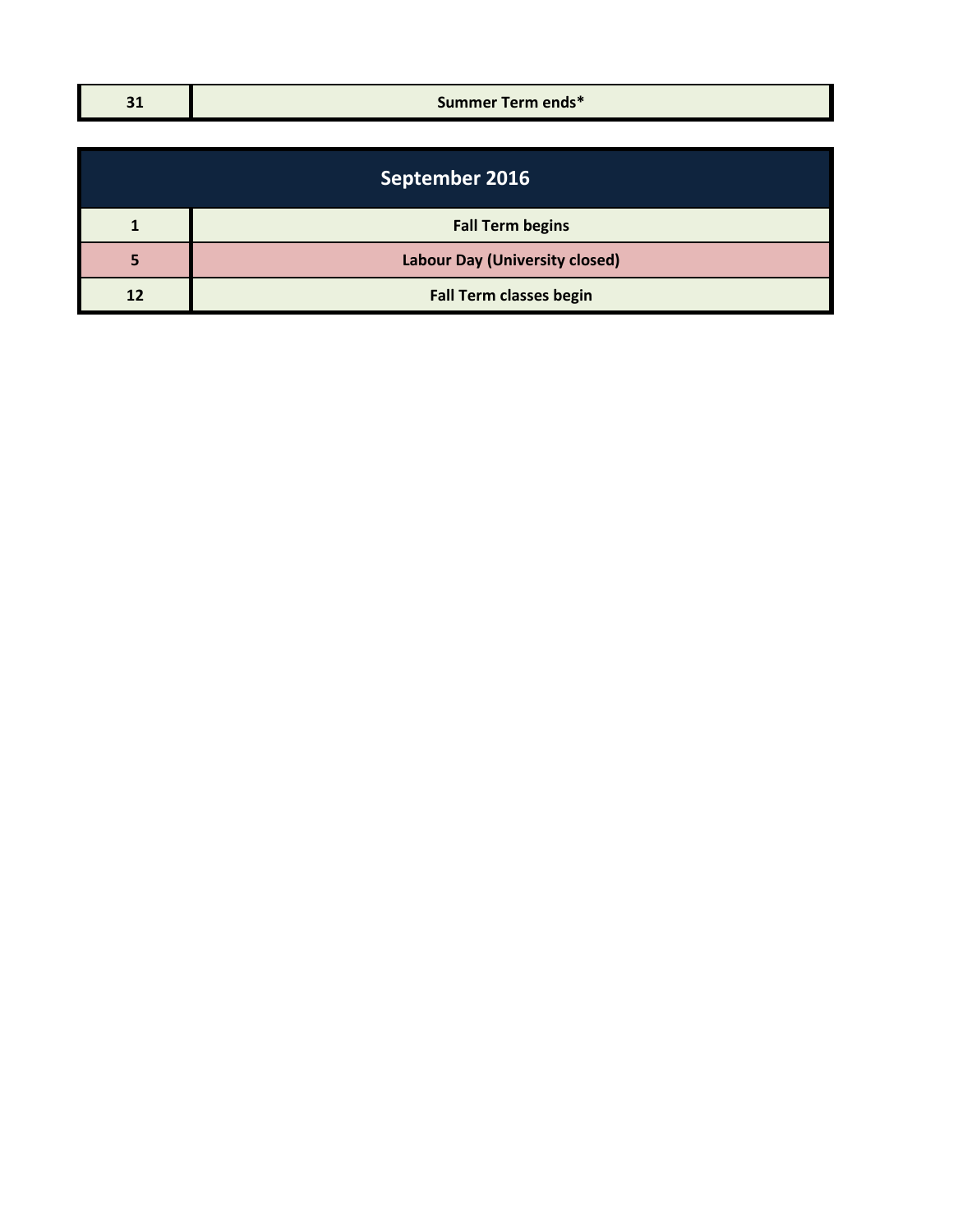| | |
|---|---|
| **31** | **Summer Term ends*** |

| September 2016 | |
|---|---|
| **1** | **Fall Term begins** |
| **5** | **Labour Day (University closed)** |
| **12** | **Fall Term classes begin** |